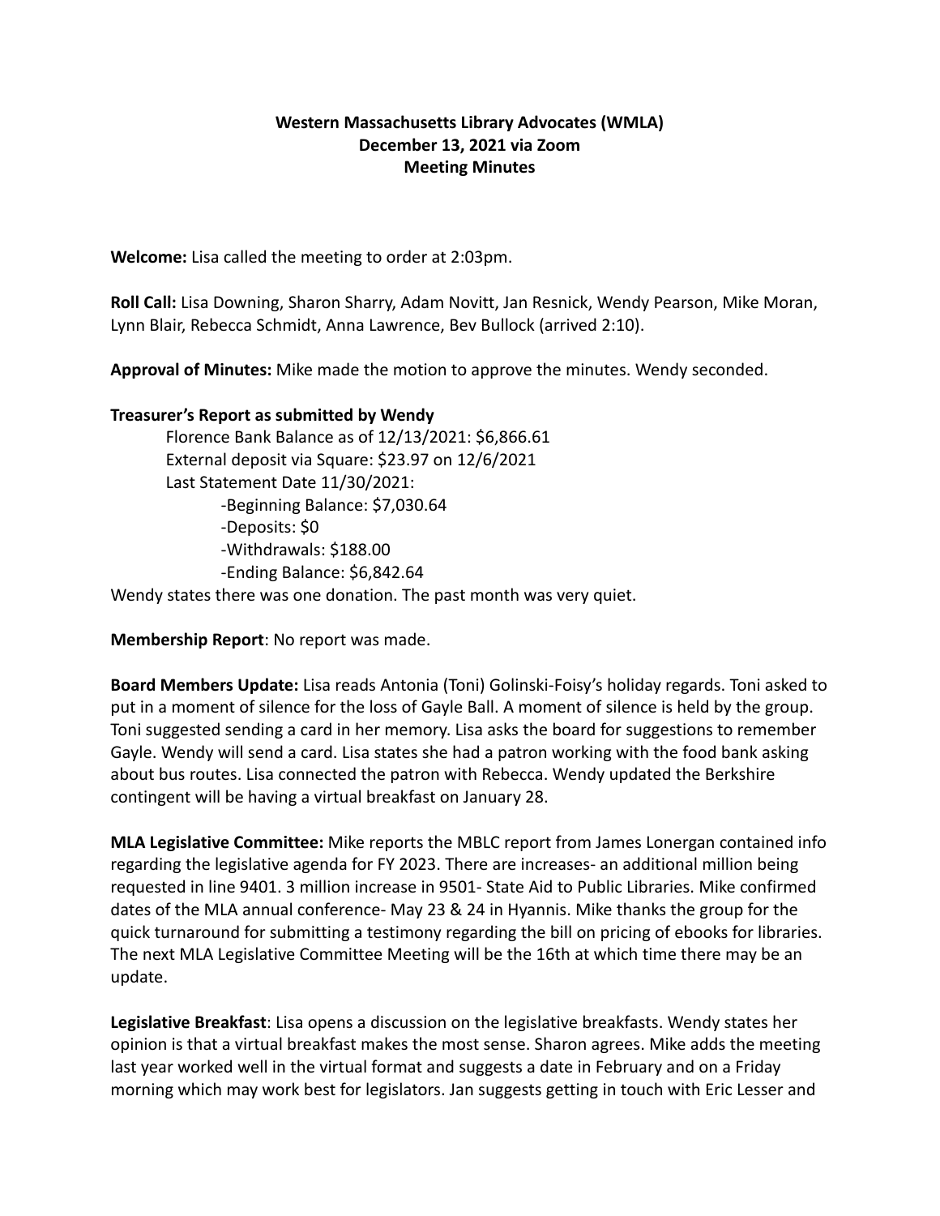**Western Massachusetts Library Advocates (WMLA)**
**December 13, 2021 via Zoom**
**Meeting Minutes**

**Welcome:** Lisa called the meeting to order at 2:03pm.

**Roll Call:** Lisa Downing, Sharon Sharry, Adam Novitt, Jan Resnick, Wendy Pearson, Mike Moran, Lynn Blair, Rebecca Schmidt, Anna Lawrence, Bev Bullock (arrived 2:10).

**Approval of Minutes:** Mike made the motion to approve the minutes. Wendy seconded.

**Treasurer's Report as submitted by Wendy**

Florence Bank Balance as of 12/13/2021: $6,866.61
External deposit via Square: $23.97 on 12/6/2021
Last Statement Date 11/30/2021:
-Beginning Balance: $7,030.64
-Deposits: $0
-Withdrawals: $188.00
-Ending Balance: $6,842.64

Wendy states there was one donation. The past month was very quiet.

**Membership Report**: No report was made.

**Board Members Update:** Lisa reads Antonia (Toni) Golinski-Foisy's holiday regards. Toni asked to put in a moment of silence for the loss of Gayle Ball. A moment of silence is held by the group. Toni suggested sending a card in her memory. Lisa asks the board for suggestions to remember Gayle. Wendy will send a card. Lisa states she had a patron working with the food bank asking about bus routes. Lisa connected the patron with Rebecca. Wendy updated the Berkshire contingent will be having a virtual breakfast on January 28.

**MLA Legislative Committee:** Mike reports the MBLC report from James Lonergan contained info regarding the legislative agenda for FY 2023. There are increases- an additional million being requested in line 9401. 3 million increase in 9501- State Aid to Public Libraries. Mike confirmed dates of the MLA annual conference- May 23 & 24 in Hyannis. Mike thanks the group for the quick turnaround for submitting a testimony regarding the bill on pricing of ebooks for libraries. The next MLA Legislative Committee Meeting will be the 16th at which time there may be an update.

**Legislative Breakfast**: Lisa opens a discussion on the legislative breakfasts. Wendy states her opinion is that a virtual breakfast makes the most sense. Sharon agrees. Mike adds the meeting last year worked well in the virtual format and suggests a date in February and on a Friday morning which may work best for legislators. Jan suggests getting in touch with Eric Lesser and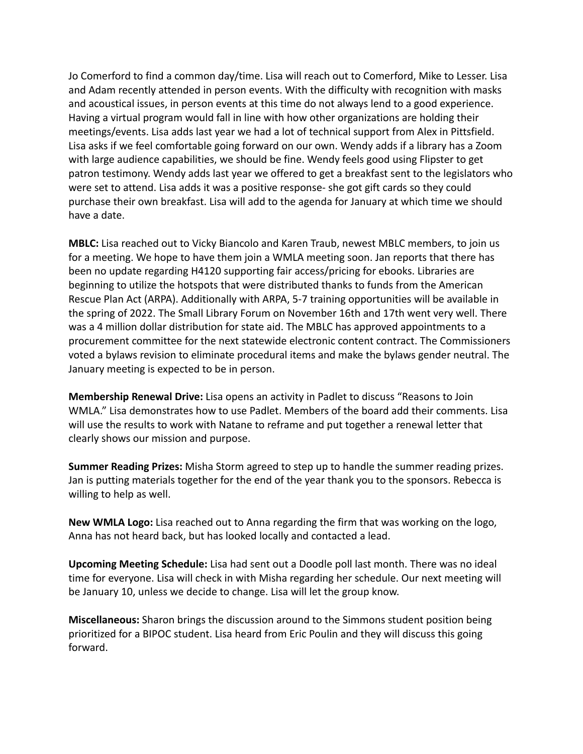Jo Comerford to find a common day/time. Lisa will reach out to Comerford, Mike to Lesser. Lisa and Adam recently attended in person events. With the difficulty with recognition with masks and acoustical issues, in person events at this time do not always lend to a good experience. Having a virtual program would fall in line with how other organizations are holding their meetings/events. Lisa adds last year we had a lot of technical support from Alex in Pittsfield. Lisa asks if we feel comfortable going forward on our own. Wendy adds if a library has a Zoom with large audience capabilities, we should be fine. Wendy feels good using Flipster to get patron testimony. Wendy adds last year we offered to get a breakfast sent to the legislators who were set to attend. Lisa adds it was a positive response- she got gift cards so they could purchase their own breakfast. Lisa will add to the agenda for January at which time we should have a date.

**MBLC:** Lisa reached out to Vicky Biancolo and Karen Traub, newest MBLC members, to join us for a meeting. We hope to have them join a WMLA meeting soon. Jan reports that there has been no update regarding H4120 supporting fair access/pricing for ebooks. Libraries are beginning to utilize the hotspots that were distributed thanks to funds from the American Rescue Plan Act (ARPA). Additionally with ARPA, 5-7 training opportunities will be available in the spring of 2022. The Small Library Forum on November 16th and 17th went very well. There was a 4 million dollar distribution for state aid. The MBLC has approved appointments to a procurement committee for the next statewide electronic content contract. The Commissioners voted a bylaws revision to eliminate procedural items and make the bylaws gender neutral. The January meeting is expected to be in person.

**Membership Renewal Drive:** Lisa opens an activity in Padlet to discuss "Reasons to Join WMLA." Lisa demonstrates how to use Padlet. Members of the board add their comments. Lisa will use the results to work with Natane to reframe and put together a renewal letter that clearly shows our mission and purpose.

**Summer Reading Prizes:** Misha Storm agreed to step up to handle the summer reading prizes. Jan is putting materials together for the end of the year thank you to the sponsors. Rebecca is willing to help as well.

**New WMLA Logo:** Lisa reached out to Anna regarding the firm that was working on the logo, Anna has not heard back, but has looked locally and contacted a lead.

**Upcoming Meeting Schedule:** Lisa had sent out a Doodle poll last month. There was no ideal time for everyone. Lisa will check in with Misha regarding her schedule. Our next meeting will be January 10, unless we decide to change. Lisa will let the group know.

**Miscellaneous:** Sharon brings the discussion around to the Simmons student position being prioritized for a BIPOC student. Lisa heard from Eric Poulin and they will discuss this going forward.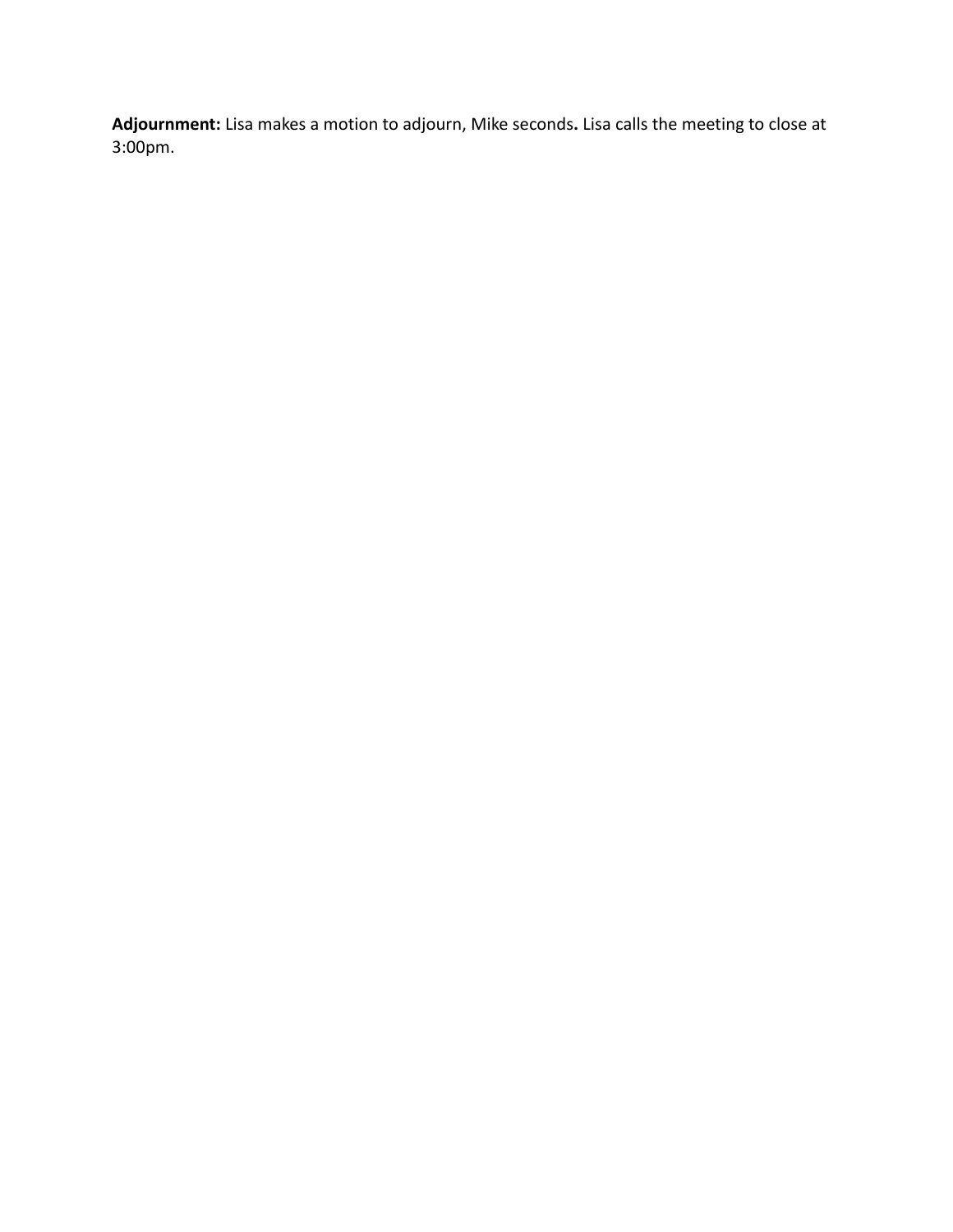**Adjournment:** Lisa makes a motion to adjourn, Mike seconds**.** Lisa calls the meeting to close at 3:00pm.